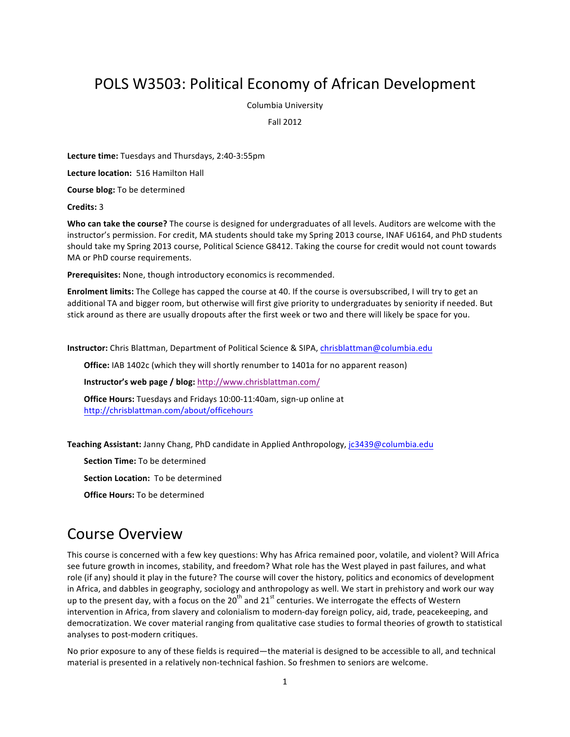# POLS W3503: Political Economy of African Development

Columbia University

Fall 2012

**Lecture time:** Tuesdays and Thursdays, 2:40-3:55pm

**Lecture location:** 516 Hamilton Hall

**Course blog:** To be determined

**Credits:** 3

**Who can take the course?** The course is designed for undergraduates of all levels. Auditors are welcome with the instructor's permission. For credit, MA students should take my Spring 2013 course, INAF U6164, and PhD students should take my Spring 2013 course, Political Science G8412. Taking the course for credit would not count towards MA or PhD course requirements.

**Prerequisites:** None, though introductory economics is recommended.

**Enrolment limits:** The College has capped the course at 40. If the course is oversubscribed, I will try to get an additional TA and bigger room, but otherwise will first give priority to undergraduates by seniority if needed. But stick around as there are usually dropouts after the first week or two and there will likely be space for you.

**Instructor:** Chris Blattman, Department of Political Science & SIPA, chrisblattman@columbia.edu

> **Office:** IAB 1402c (which they will shortly renumber to 1401a for no apparent reason)
>
> **Instructor's web page / blog:** http://www.chrisblattman.com/
>
> **Office Hours:** Tuesdays and Fridays 10:00-11:40am, sign-up online at http://chrisblattman.com/about/officehours

**Teaching Assistant:** Janny Chang, PhD candidate in Applied Anthropology, jc3439@columbia.edu

> **Section Time:** To be determined
>
> **Section Location:** To be determined
>
> **Office Hours:** To be determined

## Course Overview

This course is concerned with a few key questions: Why has Africa remained poor, volatile, and violent? Will Africa see future growth in incomes, stability, and freedom? What role has the West played in past failures, and what role (if any) should it play in the future? The course will cover the history, politics and economics of development in Africa, and dabbles in geography, sociology and anthropology as well. We start in prehistory and work our way up to the present day, with a focus on the 20th and 21st centuries. We interrogate the effects of Western intervention in Africa, from slavery and colonialism to modern-day foreign policy, aid, trade, peacekeeping, and democratization. We cover material ranging from qualitative case studies to formal theories of growth to statistical analyses to post-modern critiques.

No prior exposure to any of these fields is required—the material is designed to be accessible to all, and technical material is presented in a relatively non-technical fashion. So freshmen to seniors are welcome.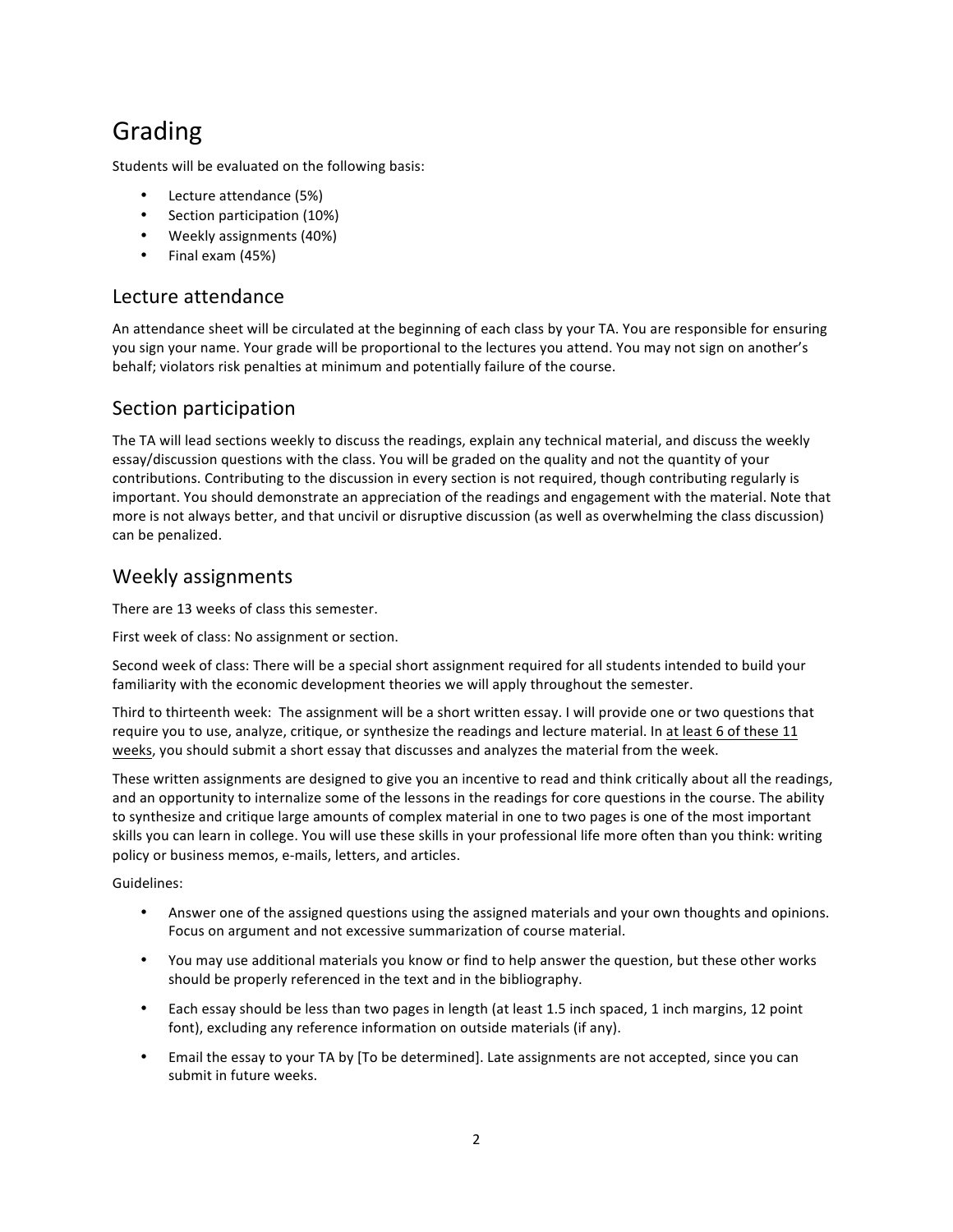# Grading

Students will be evaluated on the following basis:

- Lecture attendance (5%)
- Section participation (10%)
- Weekly assignments (40%)
- Final exam (45%)

## Lecture attendance

An attendance sheet will be circulated at the beginning of each class by your TA. You are responsible for ensuring you sign your name. Your grade will be proportional to the lectures you attend. You may not sign on another's behalf; violators risk penalties at minimum and potentially failure of the course.

## Section participation

The TA will lead sections weekly to discuss the readings, explain any technical material, and discuss the weekly essay/discussion questions with the class. You will be graded on the quality and not the quantity of your contributions. Contributing to the discussion in every section is not required, though contributing regularly is important. You should demonstrate an appreciation of the readings and engagement with the material. Note that more is not always better, and that uncivil or disruptive discussion (as well as overwhelming the class discussion) can be penalized.

## Weekly assignments

There are 13 weeks of class this semester.

First week of class: No assignment or section.

Second week of class: There will be a special short assignment required for all students intended to build your familiarity with the economic development theories we will apply throughout the semester.

Third to thirteenth week: The assignment will be a short written essay. I will provide one or two questions that require you to use, analyze, critique, or synthesize the readings and lecture material. In <u>at least 6 of these 11 weeks</u>, you should submit a short essay that discusses and analyzes the material from the week.

These written assignments are designed to give you an incentive to read and think critically about all the readings, and an opportunity to internalize some of the lessons in the readings for core questions in the course. The ability to synthesize and critique large amounts of complex material in one to two pages is one of the most important skills you can learn in college. You will use these skills in your professional life more often than you think: writing policy or business memos, e-mails, letters, and articles.

Guidelines:

- Answer one of the assigned questions using the assigned materials and your own thoughts and opinions. Focus on argument and not excessive summarization of course material.
- You may use additional materials you know or find to help answer the question, but these other works should be properly referenced in the text and in the bibliography.
- Each essay should be less than two pages in length (at least 1.5 inch spaced, 1 inch margins, 12 point font), excluding any reference information on outside materials (if any).
- Email the essay to your TA by [To be determined]. Late assignments are not accepted, since you can submit in future weeks.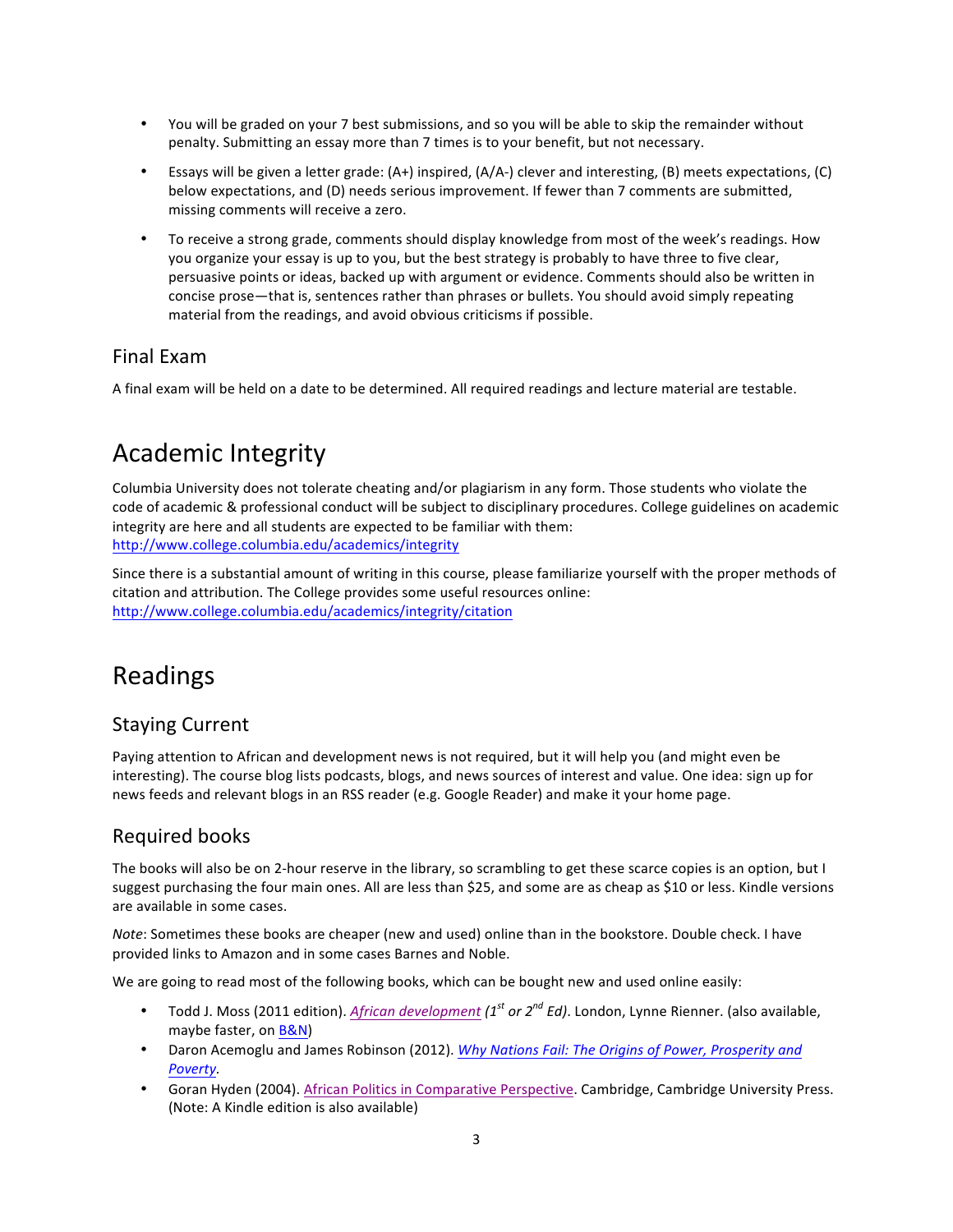- You will be graded on your 7 best submissions, and so you will be able to skip the remainder without penalty. Submitting an essay more than 7 times is to your benefit, but not necessary.
- Essays will be given a letter grade: (A+) inspired, (A/A-) clever and interesting, (B) meets expectations, (C) below expectations, and (D) needs serious improvement. If fewer than 7 comments are submitted, missing comments will receive a zero.
- To receive a strong grade, comments should display knowledge from most of the week's readings. How you organize your essay is up to you, but the best strategy is probably to have three to five clear, persuasive points or ideas, backed up with argument or evidence. Comments should also be written in concise prose—that is, sentences rather than phrases or bullets. You should avoid simply repeating material from the readings, and avoid obvious criticisms if possible.

## Final Exam

A final exam will be held on a date to be determined. All required readings and lecture material are testable.

# Academic Integrity

Columbia University does not tolerate cheating and/or plagiarism in any form. Those students who violate the code of academic & professional conduct will be subject to disciplinary procedures. College guidelines on academic integrity are here and all students are expected to be familiar with them: http://www.college.columbia.edu/academics/integrity

Since there is a substantial amount of writing in this course, please familiarize yourself with the proper methods of citation and attribution. The College provides some useful resources online: http://www.college.columbia.edu/academics/integrity/citation

# Readings

## Staying Current

Paying attention to African and development news is not required, but it will help you (and might even be interesting). The course blog lists podcasts, blogs, and news sources of interest and value. One idea: sign up for news feeds and relevant blogs in an RSS reader (e.g. Google Reader) and make it your home page.

## Required books

The books will also be on 2-hour reserve in the library, so scrambling to get these scarce copies is an option, but I suggest purchasing the four main ones. All are less than $25, and some are as cheap as $10 or less. Kindle versions are available in some cases.

*Note*: Sometimes these books are cheaper (new and used) online than in the bookstore. Double check. I have provided links to Amazon and in some cases Barnes and Noble.

We are going to read most of the following books, which can be bought new and used online easily:

- Todd J. Moss (2011 edition). *African development* *(1st or 2nd Ed)*. London, Lynne Rienner. (also available, maybe faster, on B&N)
- Daron Acemoglu and James Robinson (2012). *Why Nations Fail: The Origins of Power, Prosperity and Poverty*.
- Goran Hyden (2004). African Politics in Comparative Perspective. Cambridge, Cambridge University Press. (Note: A Kindle edition is also available)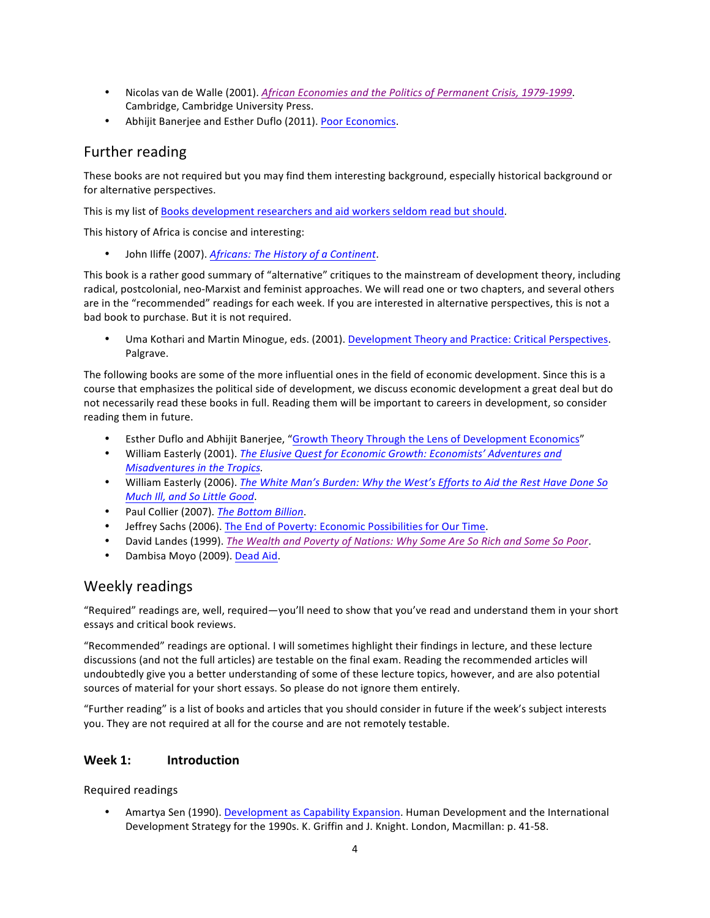- Nicolas van de Walle (2001). *African Economies and the Politics of Permanent Crisis, 1979-1999*. Cambridge, Cambridge University Press.
- Abhijit Banerjee and Esther Duflo (2011). Poor Economics.

## Further reading

These books are not required but you may find them interesting background, especially historical background or for alternative perspectives.

This is my list of Books development researchers and aid workers seldom read but should.

This history of Africa is concise and interesting:

- John Iliffe (2007). *Africans: The History of a Continent*.

This book is a rather good summary of "alternative" critiques to the mainstream of development theory, including radical, postcolonial, neo-Marxist and feminist approaches. We will read one or two chapters, and several others are in the "recommended" readings for each week. If you are interested in alternative perspectives, this is not a bad book to purchase. But it is not required.

- Uma Kothari and Martin Minogue, eds. (2001). Development Theory and Practice: Critical Perspectives. Palgrave.

The following books are some of the more influential ones in the field of economic development. Since this is a course that emphasizes the political side of development, we discuss economic development a great deal but do not necessarily read these books in full. Reading them will be important to careers in development, so consider reading them in future.

- Esther Duflo and Abhijit Banerjee, "Growth Theory Through the Lens of Development Economics"
- William Easterly (2001). *The Elusive Quest for Economic Growth: Economists' Adventures and Misadventures in the Tropics*.
- William Easterly (2006). *The White Man's Burden: Why the West's Efforts to Aid the Rest Have Done So Much Ill, and So Little Good*.
- Paul Collier (2007). *The Bottom Billion*.
- Jeffrey Sachs (2006). The End of Poverty: Economic Possibilities for Our Time.
- David Landes (1999). *The Wealth and Poverty of Nations: Why Some Are So Rich and Some So Poor*.
- Dambisa Moyo (2009). Dead Aid.

## Weekly readings

"Required" readings are, well, required—you'll need to show that you've read and understand them in your short essays and critical book reviews.

"Recommended" readings are optional. I will sometimes highlight their findings in lecture, and these lecture discussions (and not the full articles) are testable on the final exam. Reading the recommended articles will undoubtedly give you a better understanding of some of these lecture topics, however, and are also potential sources of material for your short essays. So please do not ignore them entirely.

"Further reading" is a list of books and articles that you should consider in future if the week's subject interests you. They are not required at all for the course and are not remotely testable.

### Week 1: Introduction

Required readings

- Amartya Sen (1990). Development as Capability Expansion. Human Development and the International Development Strategy for the 1990s. K. Griffin and J. Knight. London, Macmillan: p. 41-58.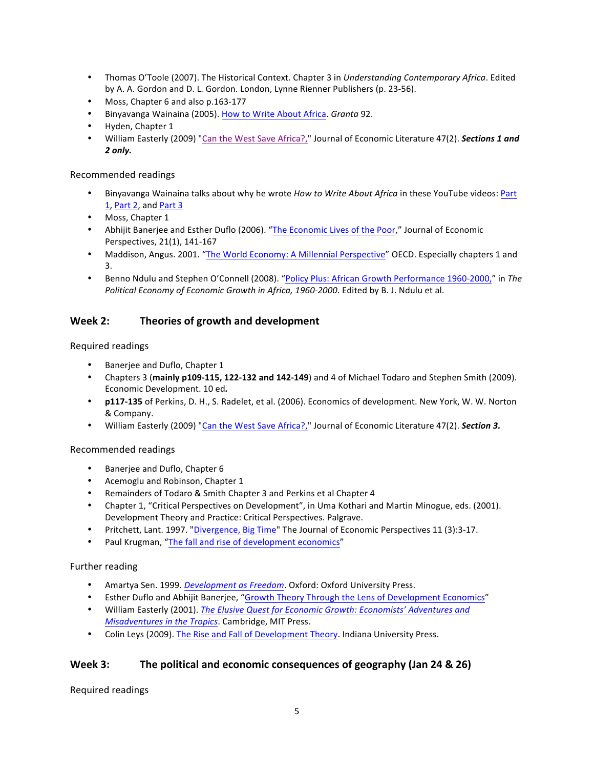- Thomas O'Toole (2007). The Historical Context. Chapter 3 in *Understanding Contemporary Africa*. Edited by A. A. Gordon and D. L. Gordon. London, Lynne Rienner Publishers (p. 23-56).
- Moss, Chapter 6 and also p.163-177
- Binyavanga Wainaina (2005). [How to Write About Africa](). *Granta* 92.
- Hyden, Chapter 1
- William Easterly (2009) "[Can the West Save Africa?,]()" Journal of Economic Literature 47(2). ***Sections 1 and 2 only.***

Recommended readings

- Binyavanga Wainaina talks about why he wrote *How to Write About Africa* in these YouTube videos: [Part 1](), [Part 2](), and [Part 3]()
- Moss, Chapter 1
- Abhijit Banerjee and Esther Duflo (2006). "[The Economic Lives of the Poor](),'' Journal of Economic Perspectives, 21(1), 141-167
- Maddison, Angus. 2001. "[The World Economy: A Millennial Perspective]()" OECD. Especially chapters 1 and 3.
- Benno Ndulu and Stephen O'Connell (2008). "[Policy Plus: African Growth Performance 1960-2000,]()" in *The Political Economy of Economic Growth in Africa, 1960-2000*. Edited by B. J. Ndulu et al.

## Week 2: Theories of growth and development

Required readings

- Banerjee and Duflo, Chapter 1
- Chapters 3 (**mainly p109-115, 122-132 and 142-149**) and 4 of Michael Todaro and Stephen Smith (2009). Economic Development. 10 ed***.***
- **p117-135** of Perkins, D. H., S. Radelet, et al. (2006). Economics of development. New York, W. W. Norton & Company.
- William Easterly (2009) "[Can the West Save Africa?,]()" Journal of Economic Literature 47(2). ***Section 3.***

Recommended readings

- Banerjee and Duflo, Chapter 6
- Acemoglu and Robinson, Chapter 1
- Remainders of Todaro & Smith Chapter 3 and Perkins et al Chapter 4
- Chapter 1, "Critical Perspectives on Development", in Uma Kothari and Martin Minogue, eds. (2001). Development Theory and Practice: Critical Perspectives. Palgrave.
- Pritchett, Lant. 1997. "[Divergence, Big Time]()" The Journal of Economic Perspectives 11 (3):3-17.
- Paul Krugman, "[The fall and rise of development economics]()"

Further reading

- Amartya Sen. 1999. *[Development as Freedom]()*. Oxford: Oxford University Press.
- Esther Duflo and Abhijit Banerjee, "[Growth Theory Through the Lens of Development Economics]()"
- William Easterly (2001). *[The Elusive Quest for Economic Growth: Economists' Adventures and Misadventures in the Tropics]()*. Cambridge, MIT Press.
- Colin Leys (2009). [The Rise and Fall of Development Theory](). Indiana University Press.

## Week 3: The political and economic consequences of geography (Jan 24 & 26)

Required readings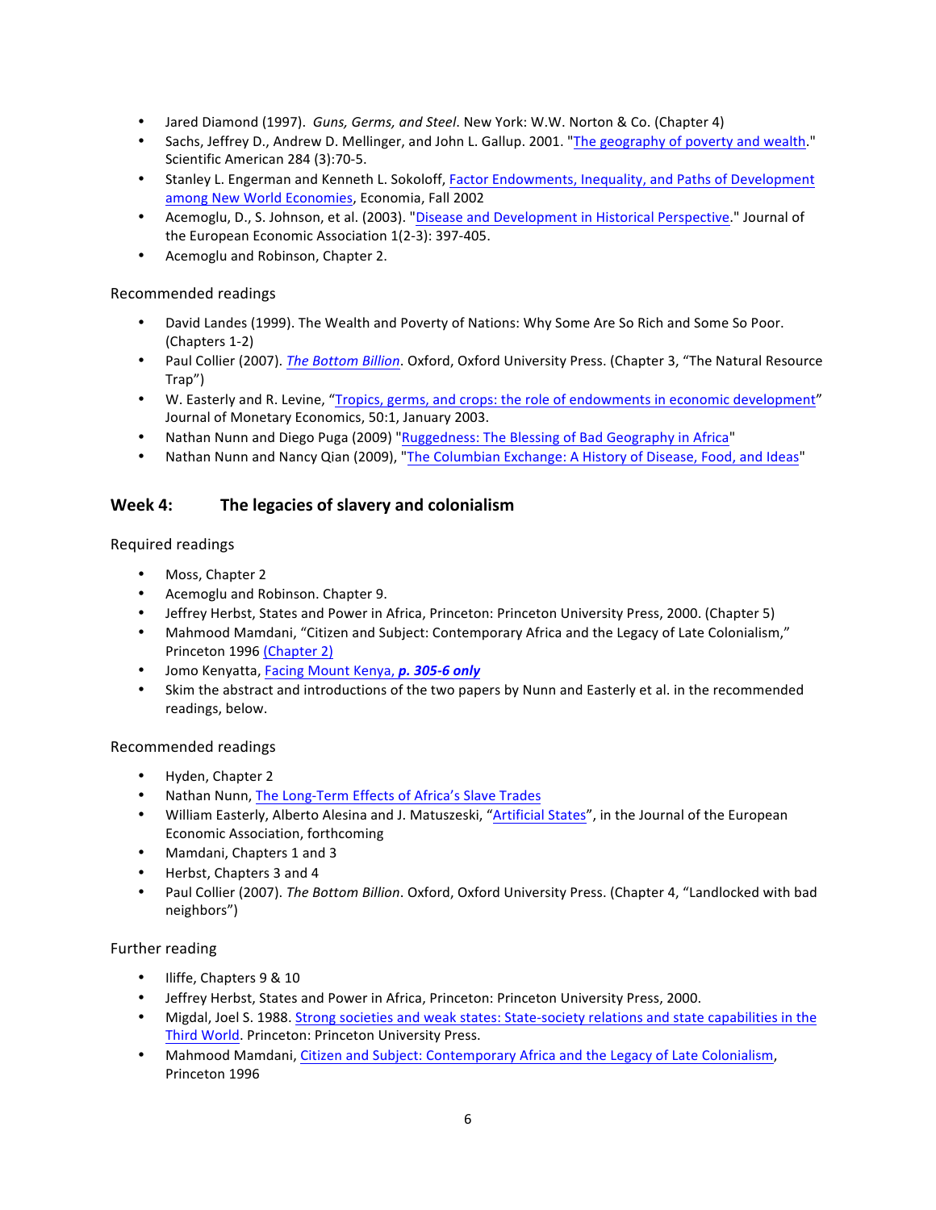- Jared Diamond (1997). *Guns, Germs, and Steel*. New York: W.W. Norton & Co. (Chapter 4)
- Sachs, Jeffrey D., Andrew D. Mellinger, and John L. Gallup. 2001. "The geography of poverty and wealth." Scientific American 284 (3):70-5.
- Stanley L. Engerman and Kenneth L. Sokoloff, Factor Endowments, Inequality, and Paths of Development among New World Economies, Economia, Fall 2002
- Acemoglu, D., S. Johnson, et al. (2003). "Disease and Development in Historical Perspective." Journal of the European Economic Association 1(2-3): 397-405.
- Acemoglu and Robinson, Chapter 2.

Recommended readings

- David Landes (1999). The Wealth and Poverty of Nations: Why Some Are So Rich and Some So Poor. (Chapters 1-2)
- Paul Collier (2007). *The Bottom Billion*. Oxford, Oxford University Press. (Chapter 3, "The Natural Resource Trap")
- W. Easterly and R. Levine, "Tropics, germs, and crops: the role of endowments in economic development" Journal of Monetary Economics, 50:1, January 2003.
- Nathan Nunn and Diego Puga (2009) "Ruggedness: The Blessing of Bad Geography in Africa"
- Nathan Nunn and Nancy Qian (2009), "The Columbian Exchange: A History of Disease, Food, and Ideas"

## Week 4: The legacies of slavery and colonialism

Required readings

- Moss, Chapter 2
- Acemoglu and Robinson. Chapter 9.
- Jeffrey Herbst, States and Power in Africa, Princeton: Princeton University Press, 2000. (Chapter 5)
- Mahmood Mamdani, "Citizen and Subject: Contemporary Africa and the Legacy of Late Colonialism," Princeton 1996 (Chapter 2)
- Jomo Kenyatta, Facing Mount Kenya, ***p. 305-6 only***
- Skim the abstract and introductions of the two papers by Nunn and Easterly et al. in the recommended readings, below.

Recommended readings

- Hyden, Chapter 2
- Nathan Nunn, The Long-Term Effects of Africa's Slave Trades
- William Easterly, Alberto Alesina and J. Matuszeski, "Artificial States", in the Journal of the European Economic Association, forthcoming
- Mamdani, Chapters 1 and 3
- Herbst, Chapters 3 and 4
- Paul Collier (2007). *The Bottom Billion*. Oxford, Oxford University Press. (Chapter 4, "Landlocked with bad neighbors")

Further reading

- Iliffe, Chapters 9 & 10
- Jeffrey Herbst, States and Power in Africa, Princeton: Princeton University Press, 2000.
- Migdal, Joel S. 1988. Strong societies and weak states: State-society relations and state capabilities in the Third World. Princeton: Princeton University Press.
- Mahmood Mamdani, Citizen and Subject: Contemporary Africa and the Legacy of Late Colonialism, Princeton 1996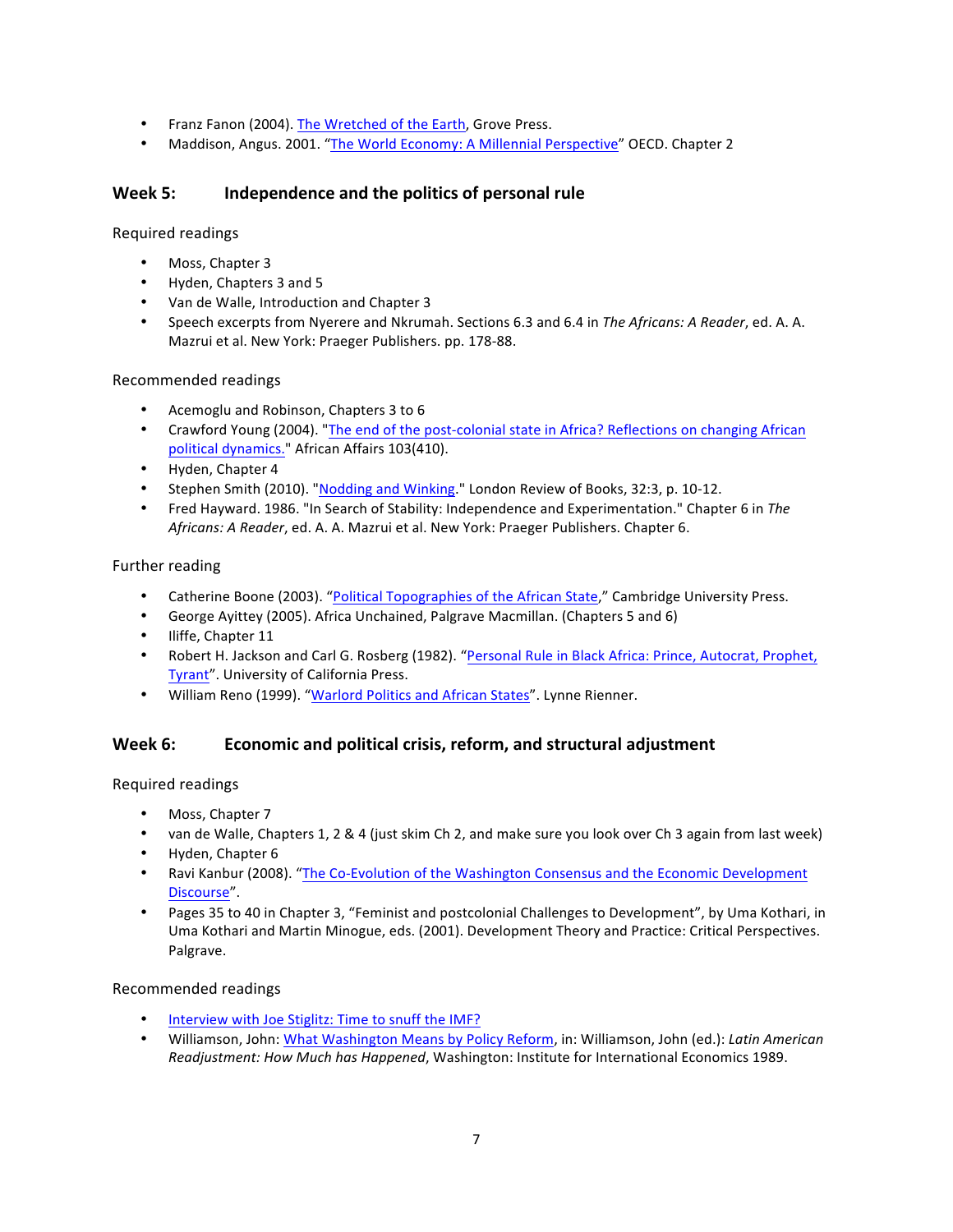- Franz Fanon (2004). [The Wretched of the Earth](), Grove Press.
- Maddison, Angus. 2001. "[The World Economy: A Millennial Perspective]()" OECD. Chapter 2

## Week 5: Independence and the politics of personal rule

Required readings

- Moss, Chapter 3
- Hyden, Chapters 3 and 5
- Van de Walle, Introduction and Chapter 3
- Speech excerpts from Nyerere and Nkrumah. Sections 6.3 and 6.4 in *The Africans: A Reader*, ed. A. A. Mazrui et al. New York: Praeger Publishers. pp. 178-88.

Recommended readings

- Acemoglu and Robinson, Chapters 3 to 6
- Crawford Young (2004). "[The end of the post-colonial state in Africa? Reflections on changing African political dynamics.]()" African Affairs 103(410).
- Hyden, Chapter 4
- Stephen Smith (2010). "[Nodding and Winking]()." London Review of Books, 32:3, p. 10-12.
- Fred Hayward. 1986. "In Search of Stability: Independence and Experimentation." Chapter 6 in *The Africans: A Reader*, ed. A. A. Mazrui et al. New York: Praeger Publishers. Chapter 6.

Further reading

- Catherine Boone (2003). "[Political Topographies of the African State]()," Cambridge University Press.
- George Ayittey (2005). Africa Unchained, Palgrave Macmillan. (Chapters 5 and 6)
- Iliffe, Chapter 11
- Robert H. Jackson and Carl G. Rosberg (1982). "[Personal Rule in Black Africa: Prince, Autocrat, Prophet, Tyrant]()". University of California Press.
- William Reno (1999). "[Warlord Politics and African States]()". Lynne Rienner.

## Week 6: Economic and political crisis, reform, and structural adjustment

Required readings

- Moss, Chapter 7
- van de Walle, Chapters 1, 2 & 4 (just skim Ch 2, and make sure you look over Ch 3 again from last week)
- Hyden, Chapter 6
- Ravi Kanbur (2008). "[The Co-Evolution of the Washington Consensus and the Economic Development Discourse]()".
- Pages 35 to 40 in Chapter 3, "Feminist and postcolonial Challenges to Development", by Uma Kothari, in Uma Kothari and Martin Minogue, eds. (2001). Development Theory and Practice: Critical Perspectives. Palgrave.

Recommended readings

- [Interview with Joe Stiglitz: Time to snuff the IMF?]()
- Williamson, John: [What Washington Means by Policy Reform](), in: Williamson, John (ed.): *Latin American Readjustment: How Much has Happened*, Washington: Institute for International Economics 1989.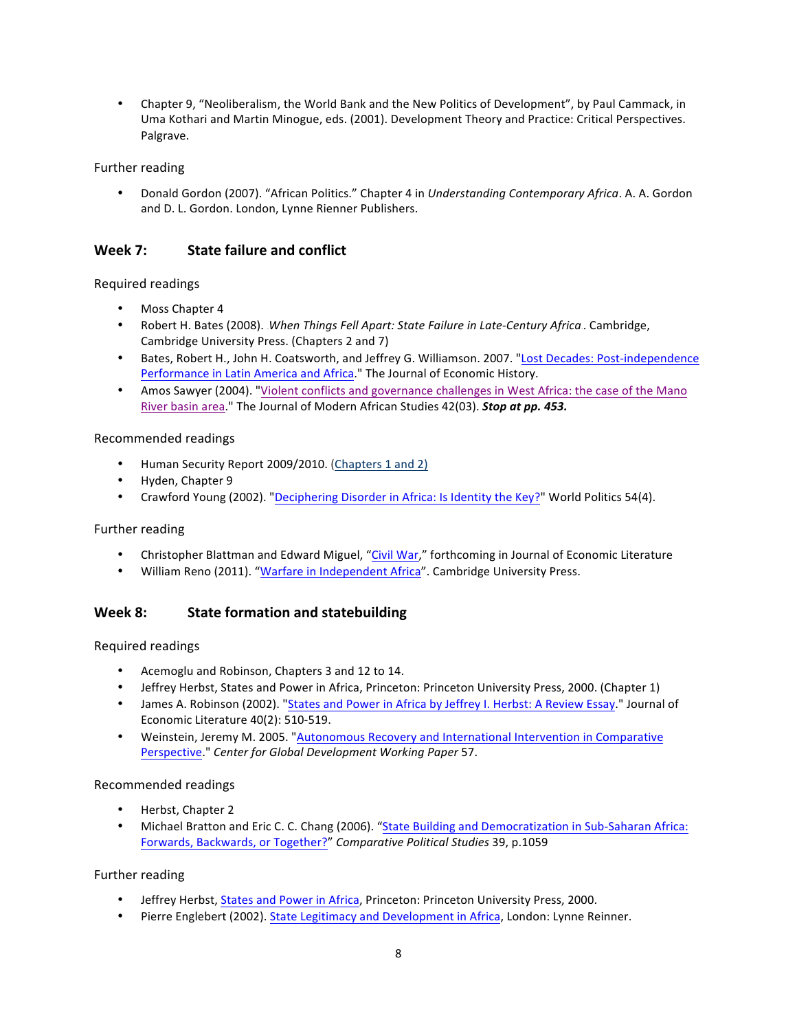- Chapter 9, "Neoliberalism, the World Bank and the New Politics of Development", by Paul Cammack, in Uma Kothari and Martin Minogue, eds. (2001). Development Theory and Practice: Critical Perspectives. Palgrave.

Further reading

- Donald Gordon (2007). "African Politics." Chapter 4 in *Understanding Contemporary Africa*. A. A. Gordon and D. L. Gordon. London, Lynne Rienner Publishers.

## Week 7: State failure and conflict

Required readings

- Moss Chapter 4
- Robert H. Bates (2008). *When Things Fell Apart: State Failure in Late-Century Africa*. Cambridge, Cambridge University Press. (Chapters 2 and 7)
- Bates, Robert H., John H. Coatsworth, and Jeffrey G. Williamson. 2007. "Lost Decades: Post-independence Performance in Latin America and Africa." The Journal of Economic History.
- Amos Sawyer (2004). "Violent conflicts and governance challenges in West Africa: the case of the Mano River basin area." The Journal of Modern African Studies 42(03). ***Stop at pp. 453.***

Recommended readings

- Human Security Report 2009/2010. (Chapters 1 and 2)
- Hyden, Chapter 9
- Crawford Young (2002). "Deciphering Disorder in Africa: Is Identity the Key?" World Politics 54(4).

Further reading

- Christopher Blattman and Edward Miguel, "Civil War," forthcoming in Journal of Economic Literature
- William Reno (2011). "Warfare in Independent Africa". Cambridge University Press.

## Week 8: State formation and statebuilding

Required readings

- Acemoglu and Robinson, Chapters 3 and 12 to 14.
- Jeffrey Herbst, States and Power in Africa, Princeton: Princeton University Press, 2000. (Chapter 1)
- James A. Robinson (2002). "States and Power in Africa by Jeffrey I. Herbst: A Review Essay." Journal of Economic Literature 40(2): 510-519.
- Weinstein, Jeremy M. 2005. "Autonomous Recovery and International Intervention in Comparative Perspective." *Center for Global Development Working Paper* 57.

Recommended readings

- Herbst, Chapter 2
- Michael Bratton and Eric C. C. Chang (2006). "State Building and Democratization in Sub-Saharan Africa: Forwards, Backwards, or Together?" *Comparative Political Studies* 39, p.1059

Further reading

- Jeffrey Herbst, States and Power in Africa, Princeton: Princeton University Press, 2000.
- Pierre Englebert (2002). State Legitimacy and Development in Africa, London: Lynne Reinner.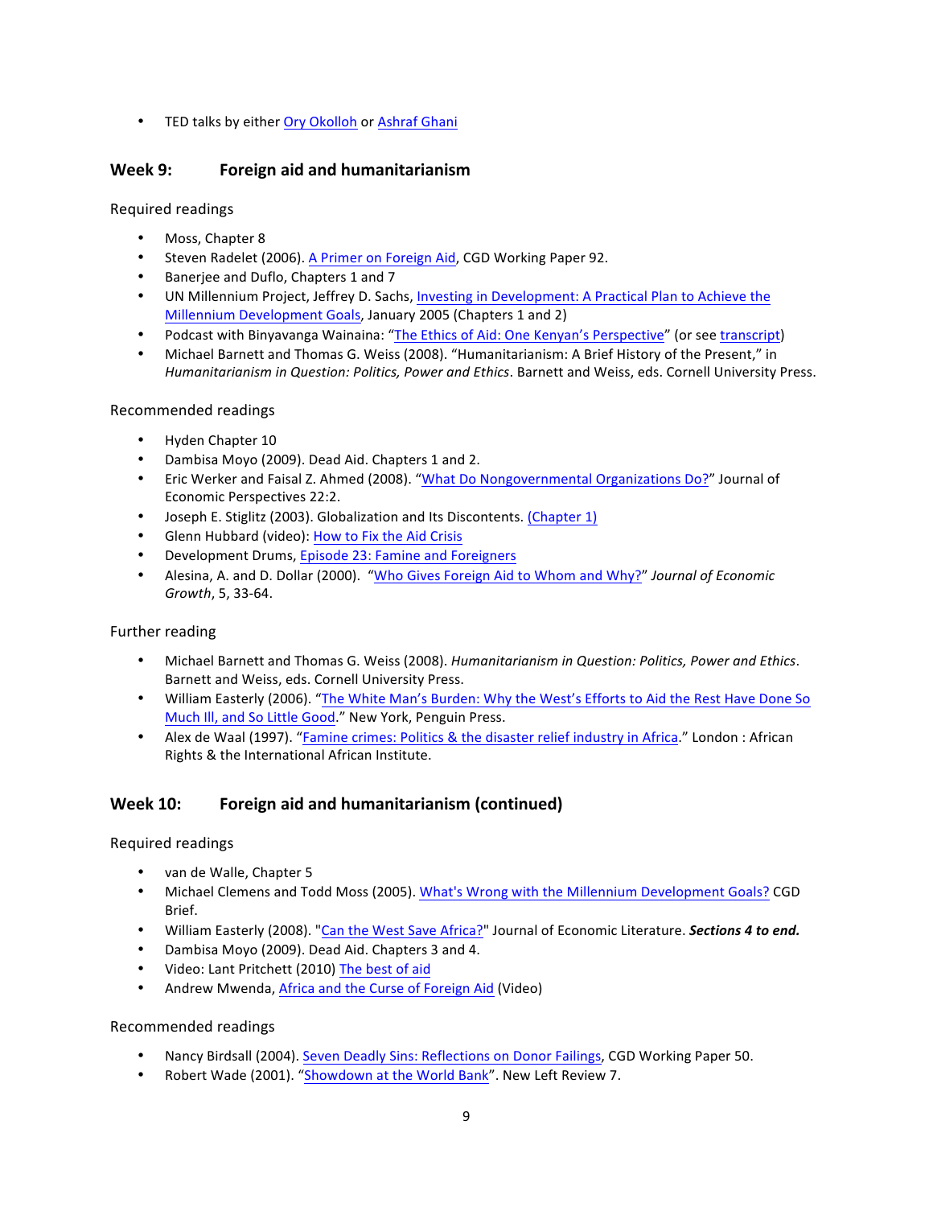- TED talks by either Ory Okolloh or Ashraf Ghani

## Week 9: Foreign aid and humanitarianism

Required readings

- Moss, Chapter 8
- Steven Radelet (2006). A Primer on Foreign Aid, CGD Working Paper 92.
- Banerjee and Duflo, Chapters 1 and 7
- UN Millennium Project, Jeffrey D. Sachs, Investing in Development: A Practical Plan to Achieve the Millennium Development Goals, January 2005 (Chapters 1 and 2)
- Podcast with Binyavanga Wainaina: "The Ethics of Aid: One Kenyan's Perspective" (or see transcript)
- Michael Barnett and Thomas G. Weiss (2008). "Humanitarianism: A Brief History of the Present," in *Humanitarianism in Question: Politics, Power and Ethics*. Barnett and Weiss, eds. Cornell University Press.

Recommended readings

- Hyden Chapter 10
- Dambisa Moyo (2009). Dead Aid. Chapters 1 and 2.
- Eric Werker and Faisal Z. Ahmed (2008). "What Do Nongovernmental Organizations Do?" Journal of Economic Perspectives 22:2.
- Joseph E. Stiglitz (2003). Globalization and Its Discontents. (Chapter 1)
- Glenn Hubbard (video): How to Fix the Aid Crisis
- Development Drums, Episode 23: Famine and Foreigners
- Alesina, A. and D. Dollar (2000). "Who Gives Foreign Aid to Whom and Why?" *Journal of Economic Growth*, 5, 33-64.

Further reading

- Michael Barnett and Thomas G. Weiss (2008). *Humanitarianism in Question: Politics, Power and Ethics*. Barnett and Weiss, eds. Cornell University Press.
- William Easterly (2006). "The White Man's Burden: Why the West's Efforts to Aid the Rest Have Done So Much Ill, and So Little Good." New York, Penguin Press.
- Alex de Waal (1997). "Famine crimes: Politics & the disaster relief industry in Africa." London : African Rights & the International African Institute.

## Week 10: Foreign aid and humanitarianism (continued)

Required readings

- van de Walle, Chapter 5
- Michael Clemens and Todd Moss (2005). What's Wrong with the Millennium Development Goals? CGD Brief.
- William Easterly (2008). "Can the West Save Africa?" Journal of Economic Literature. ***Sections 4 to end.***
- Dambisa Moyo (2009). Dead Aid. Chapters 3 and 4.
- Video: Lant Pritchett (2010) The best of aid
- Andrew Mwenda, Africa and the Curse of Foreign Aid (Video)

Recommended readings

- Nancy Birdsall (2004). Seven Deadly Sins: Reflections on Donor Failings, CGD Working Paper 50.
- Robert Wade (2001). "Showdown at the World Bank". New Left Review 7.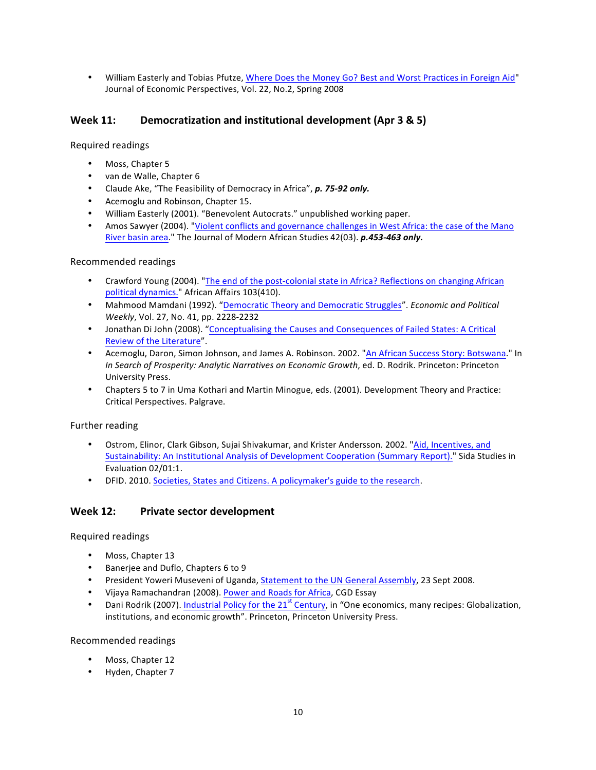- William Easterly and Tobias Pfutze, Where Does the Money Go? Best and Worst Practices in Foreign Aid" Journal of Economic Perspectives, Vol. 22, No.2, Spring 2008

## Week 11: Democratization and institutional development (Apr 3 & 5)

Required readings

- Moss, Chapter 5
- van de Walle, Chapter 6
- Claude Ake, "The Feasibility of Democracy in Africa", ***p. 75-92 only.***
- Acemoglu and Robinson, Chapter 15.
- William Easterly (2001). "Benevolent Autocrats." unpublished working paper.
- Amos Sawyer (2004). "Violent conflicts and governance challenges in West Africa: the case of the Mano River basin area." The Journal of Modern African Studies 42(03). ***p.453-463 only.***

Recommended readings

- Crawford Young (2004). "The end of the post-colonial state in Africa? Reflections on changing African political dynamics." African Affairs 103(410).
- Mahmood Mamdani (1992). "Democratic Theory and Democratic Struggles". *Economic and Political Weekly*, Vol. 27, No. 41, pp. 2228-2232
- Jonathan Di John (2008). "Conceptualising the Causes and Consequences of Failed States: A Critical Review of the Literature".
- Acemoglu, Daron, Simon Johnson, and James A. Robinson. 2002. "An African Success Story: Botswana." In *In Search of Prosperity: Analytic Narratives on Economic Growth*, ed. D. Rodrik. Princeton: Princeton University Press.
- Chapters 5 to 7 in Uma Kothari and Martin Minogue, eds. (2001). Development Theory and Practice: Critical Perspectives. Palgrave.

Further reading

- Ostrom, Elinor, Clark Gibson, Sujai Shivakumar, and Krister Andersson. 2002. "Aid, Incentives, and Sustainability: An Institutional Analysis of Development Cooperation (Summary Report)." Sida Studies in Evaluation 02/01:1.
- DFID. 2010. Societies, States and Citizens. A policymaker's guide to the research.

## Week 12: Private sector development

Required readings

- Moss, Chapter 13
- Banerjee and Duflo, Chapters 6 to 9
- President Yoweri Museveni of Uganda, Statement to the UN General Assembly, 23 Sept 2008.
- Vijaya Ramachandran (2008). Power and Roads for Africa, CGD Essay
- Dani Rodrik (2007). Industrial Policy for the 21st Century, in "One economics, many recipes: Globalization, institutions, and economic growth". Princeton, Princeton University Press.

Recommended readings

- Moss, Chapter 12
- Hyden, Chapter 7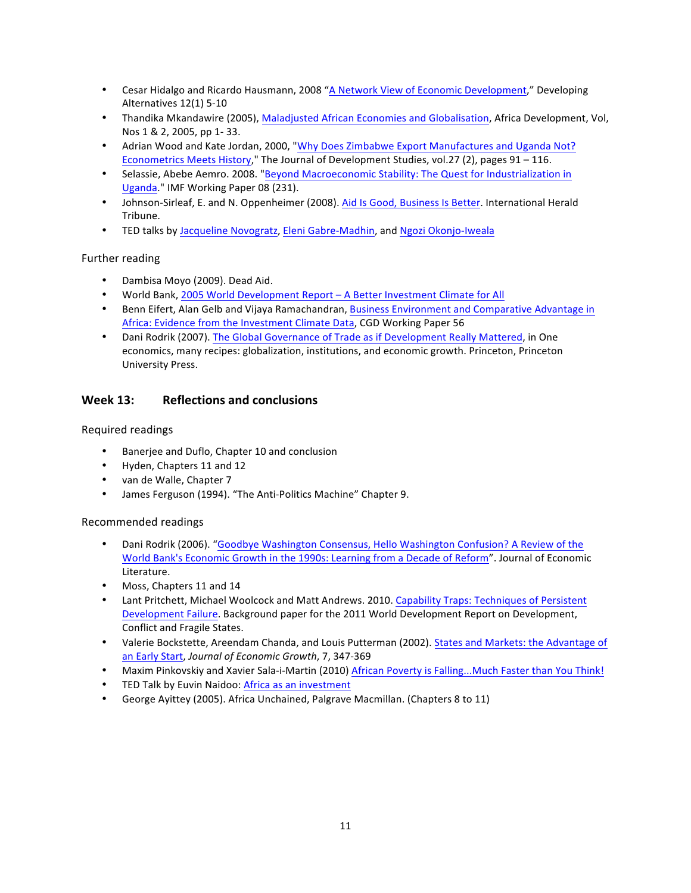- Cesar Hidalgo and Ricardo Hausmann, 2008 "A Network View of Economic Development," Developing Alternatives 12(1) 5-10
- Thandika Mkandawire (2005), Maladjusted African Economies and Globalisation, Africa Development, Vol, Nos 1 & 2, 2005, pp 1- 33.
- Adrian Wood and Kate Jordan, 2000, "Why Does Zimbabwe Export Manufactures and Uganda Not? Econometrics Meets History," The Journal of Development Studies, vol.27 (2), pages 91 – 116.
- Selassie, Abebe Aemro. 2008. "Beyond Macroeconomic Stability: The Quest for Industrialization in Uganda." IMF Working Paper 08 (231).
- Johnson-Sirleaf, E. and N. Oppenheimer (2008). Aid Is Good, Business Is Better. International Herald Tribune.
- TED talks by Jacqueline Novogratz, Eleni Gabre-Madhin, and Ngozi Okonjo-Iweala

Further reading

- Dambisa Moyo (2009). Dead Aid.
- World Bank, 2005 World Development Report – A Better Investment Climate for All
- Benn Eifert, Alan Gelb and Vijaya Ramachandran, Business Environment and Comparative Advantage in Africa: Evidence from the Investment Climate Data, CGD Working Paper 56
- Dani Rodrik (2007). The Global Governance of Trade as if Development Really Mattered, in One economics, many recipes: globalization, institutions, and economic growth. Princeton, Princeton University Press.

## Week 13: Reflections and conclusions

Required readings

- Banerjee and Duflo, Chapter 10 and conclusion
- Hyden, Chapters 11 and 12
- van de Walle, Chapter 7
- James Ferguson (1994). "The Anti-Politics Machine" Chapter 9.

Recommended readings

- Dani Rodrik (2006). "Goodbye Washington Consensus, Hello Washington Confusion? A Review of the World Bank's Economic Growth in the 1990s: Learning from a Decade of Reform". Journal of Economic Literature.
- Moss, Chapters 11 and 14
- Lant Pritchett, Michael Woolcock and Matt Andrews. 2010. Capability Traps: Techniques of Persistent Development Failure. Background paper for the 2011 World Development Report on Development, Conflict and Fragile States.
- Valerie Bockstette, Areendam Chanda, and Louis Putterman (2002). States and Markets: the Advantage of an Early Start, *Journal of Economic Growth*, 7, 347-369
- Maxim Pinkovskiy and Xavier Sala-i-Martin (2010) African Poverty is Falling...Much Faster than You Think!
- TED Talk by Euvin Naidoo: Africa as an investment
- George Ayittey (2005). Africa Unchained, Palgrave Macmillan. (Chapters 8 to 11)